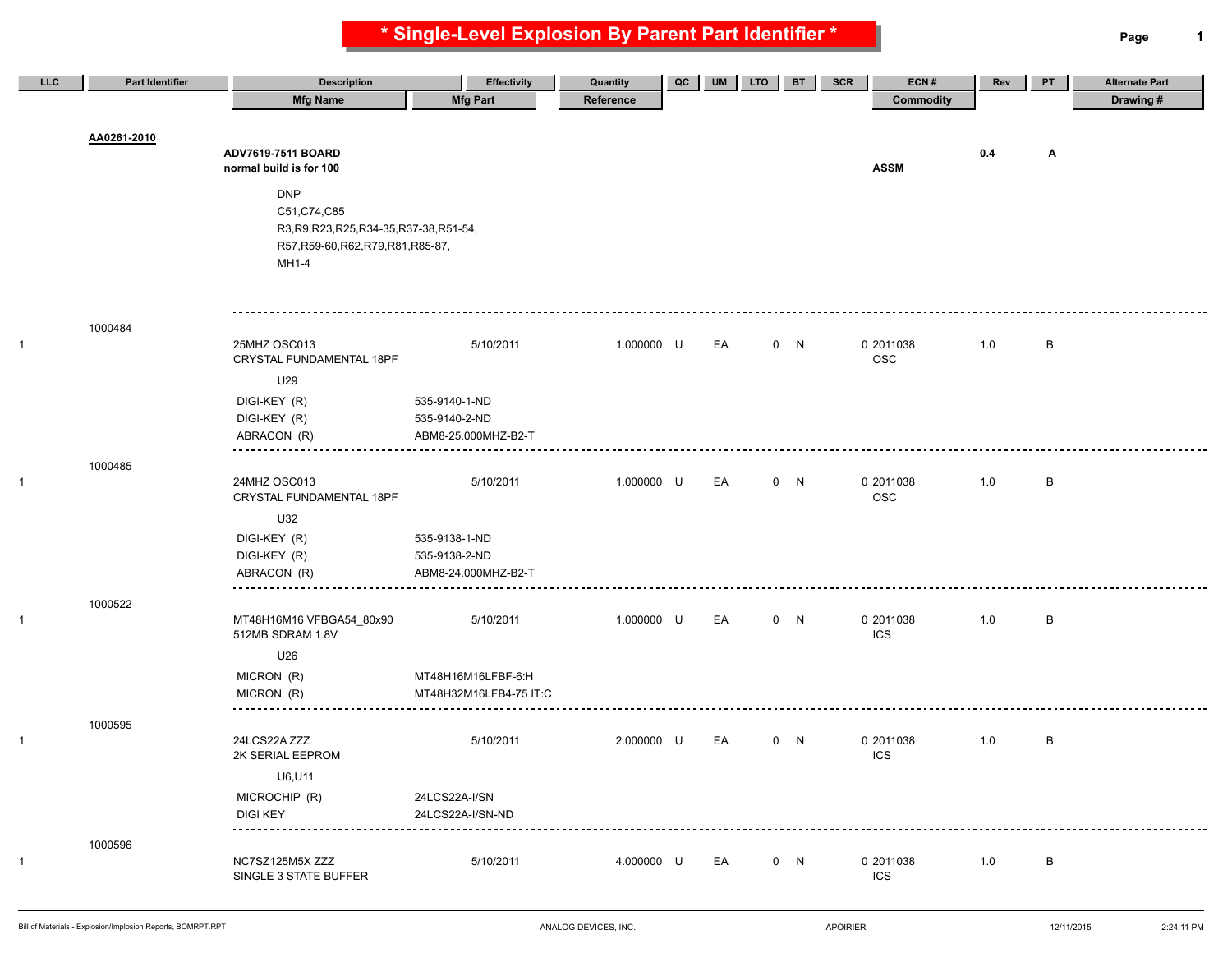# * Single-Level Explosion By Parent Part Identifier *

| LLC | Part Identifier | Description / Mfg Name | Effectivity / Mfg Part | Quantity / Reference | QC | UM | LTO | BT | SCR | ECN # / Commodity | Rev | PT | Alternate Part / Drawing # |
|---|---|---|---|---|---|---|---|---|---|---|---|---|---|
| | **AA0261-2010** | **ADV7619-7511 BOARD**<br>**normal build is for 100**<br>DNP<br>C51,C74,C85<br>R3,R9,R23,R25,R34-35,R37-38,R51-54,<br>R57,R59-60,R62,R79,R81,R85-87,<br>MH1-4 | | | | | | | | **ASSM** | **0.4** | **A** | |
| 1 | 1000484 | 25MHZ OSC013<br>CRYSTAL FUNDAMENTAL 18PF<br>U29<br>DIGI-KEY (R)<br>DIGI-KEY (R)<br>ABRACON (R) | 5/10/2011<br><br><br>535-9140-1-ND<br>535-9140-2-ND<br>ABM8-25.000MHZ-B2-T | 1.000000 | U | EA | 0 | N | 0 | 2011038<br>OSC | 1.0 | B | |
| 1 | 1000485 | 24MHZ OSC013<br>CRYSTAL FUNDAMENTAL 18PF<br>U32<br>DIGI-KEY (R)<br>DIGI-KEY (R)<br>ABRACON (R) | 5/10/2011<br><br><br>535-9138-1-ND<br>535-9138-2-ND<br>ABM8-24.000MHZ-B2-T | 1.000000 | U | EA | 0 | N | 0 | 2011038<br>OSC | 1.0 | B | |
| 1 | 1000522 | MT48H16M16 VFBGA54_80x90<br>512MB SDRAM 1.8V<br>U26<br>MICRON (R)<br>MICRON (R) | 5/10/2011<br><br><br>MT48H16M16LFBF-6:H<br>MT48H32M16LFB4-75 IT:C | 1.000000 | U | EA | 0 | N | 0 | 2011038<br>ICS | 1.0 | B | |
| 1 | 1000595 | 24LCS22A ZZZ<br>2K SERIAL EEPROM<br>U6,U11<br>MICROCHIP (R)<br>DIGI KEY | 5/10/2011<br><br><br>24LCS22A-I/SN<br>24LCS22A-I/SN-ND | 2.000000 | U | EA | 0 | N | 0 | 2011038<br>ICS | 1.0 | B | |
| 1 | 1000596 | NC7SZ125M5X ZZZ<br>SINGLE 3 STATE BUFFER | 5/10/2011 | 4.000000 | U | EA | 0 | N | 0 | 2011038<br>ICS | 1.0 | B | |

Bill of Materials - Explosion/Implosion Reports, BOMRPT.RPT ANALOG DEVICES, INC. APOIRIER 12/11/2015 2:24:11 PM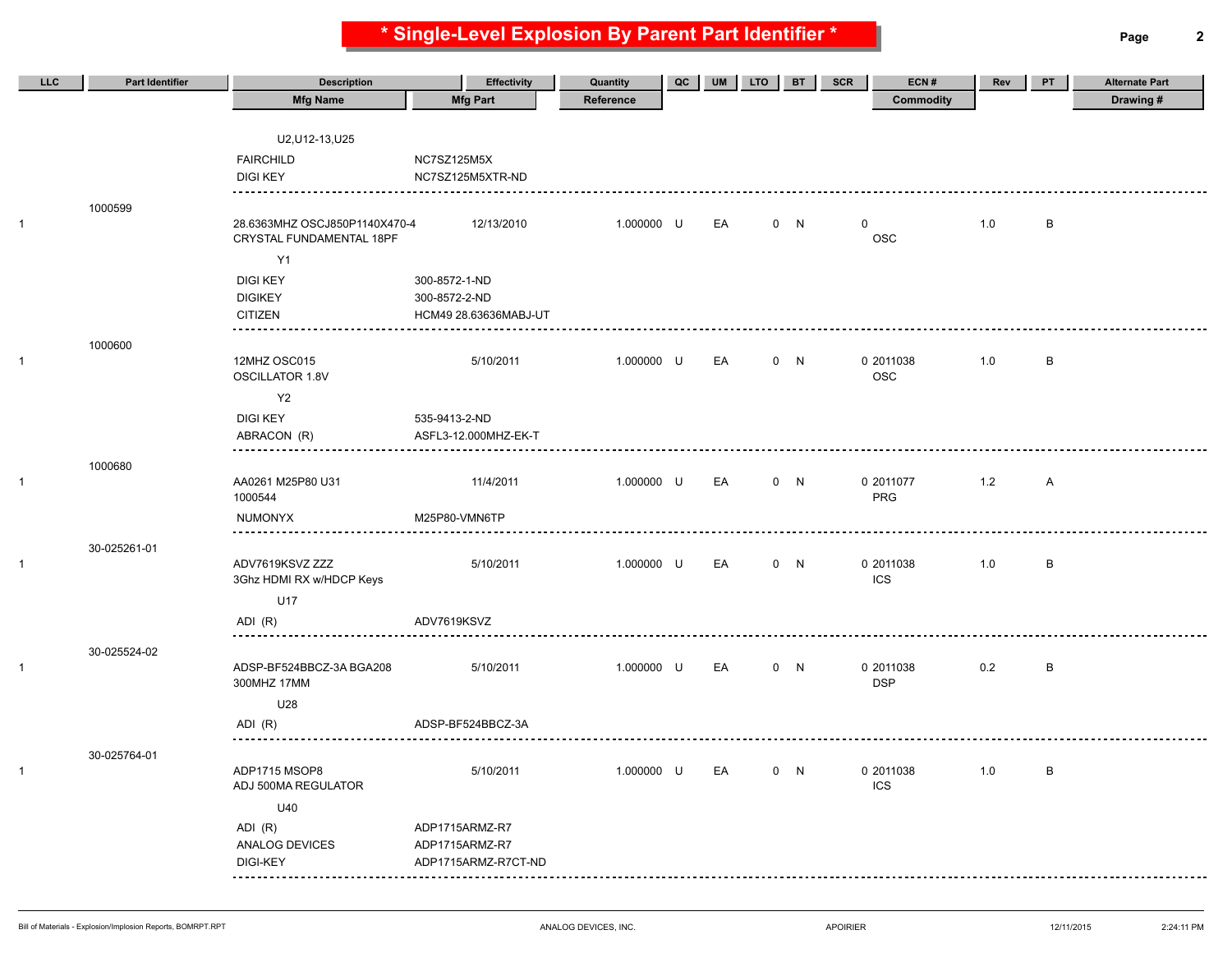# * Single-Level Explosion By Parent Part Identifier *

| LLC | Part Identifier | Description / Mfg Name | Effectivity / Mfg Part | Quantity / Reference | QC | UM | LTO | BT | SCR | ECN # / Commodity | Rev | PT | Alternate Part / Drawing # |
|---|---|---|---|---|---|---|---|---|---|---|---|---|---|
| | | U2,U12-13,U25 | | | | | | | | | | | |
| | | FAIRCHILD | NC7SZ125M5X | | | | | | | | | | |
| | | DIGI KEY | NC7SZ125M5XTR-ND | | | | | | | | | | |
| | 1000599 | | | | | | | | | | | | |
| 1 | | 28.6363MHZ OSCJ850P1140X470-4 CRYSTAL FUNDAMENTAL 18PF | 12/13/2010 | 1.000000 | U | EA | 0 | N | | 0 OSC | 1.0 | B | |
| | | Y1 | | | | | | | | | | | |
| | | DIGI KEY | 300-8572-1-ND | | | | | | | | | | |
| | | DIGIKEY | 300-8572-2-ND | | | | | | | | | | |
| | | CITIZEN | HCM49 28.63636MABJ-UT | | | | | | | | | | |
| | 1000600 | | | | | | | | | | | | |
| 1 | | 12MHZ OSC015 OSCILLATOR 1.8V | 5/10/2011 | 1.000000 | U | EA | 0 | N | | 0 2011038 OSC | 1.0 | B | |
| | | Y2 | | | | | | | | | | | |
| | | DIGI KEY | 535-9413-2-ND | | | | | | | | | | |
| | | ABRACON (R) | ASFL3-12.000MHZ-EK-T | | | | | | | | | | |
| | 1000680 | | | | | | | | | | | | |
| 1 | | AA0261 M25P80 U31 1000544 | 11/4/2011 | 1.000000 | U | EA | 0 | N | | 0 2011077 PRG | 1.2 | A | |
| | | NUMONYX | M25P80-VMN6TP | | | | | | | | | | |
| | 30-025261-01 | | | | | | | | | | | | |
| 1 | | ADV7619KSVZ ZZZ 3Ghz HDMI RX w/HDCP Keys | 5/10/2011 | 1.000000 | U | EA | 0 | N | | 0 2011038 ICS | 1.0 | B | |
| | | U17 | | | | | | | | | | | |
| | | ADI (R) | ADV7619KSVZ | | | | | | | | | | |
| | 30-025524-02 | | | | | | | | | | | | |
| 1 | | ADSP-BF524BBCZ-3A BGA208 300MHZ 17MM | 5/10/2011 | 1.000000 | U | EA | 0 | N | | 0 2011038 DSP | 0.2 | B | |
| | | U28 | | | | | | | | | | | |
| | | ADI (R) | ADSP-BF524BBCZ-3A | | | | | | | | | | |
| | 30-025764-01 | | | | | | | | | | | | |
| 1 | | ADP1715 MSOP8 ADJ 500MA REGULATOR | 5/10/2011 | 1.000000 | U | EA | 0 | N | | 0 2011038 ICS | 1.0 | B | |
| | | U40 | | | | | | | | | | | |
| | | ADI (R) | ADP1715ARMZ-R7 | | | | | | | | | | |
| | | ANALOG DEVICES | ADP1715ARMZ-R7 | | | | | | | | | | |
| | | DIGI-KEY | ADP1715ARMZ-R7CT-ND | | | | | | | | | | |

Bill of Materials - Explosion/Implosion Reports, BOMRPT.RPT ANALOG DEVICES, INC. APOIRIER 12/11/2015 2:24:11 PM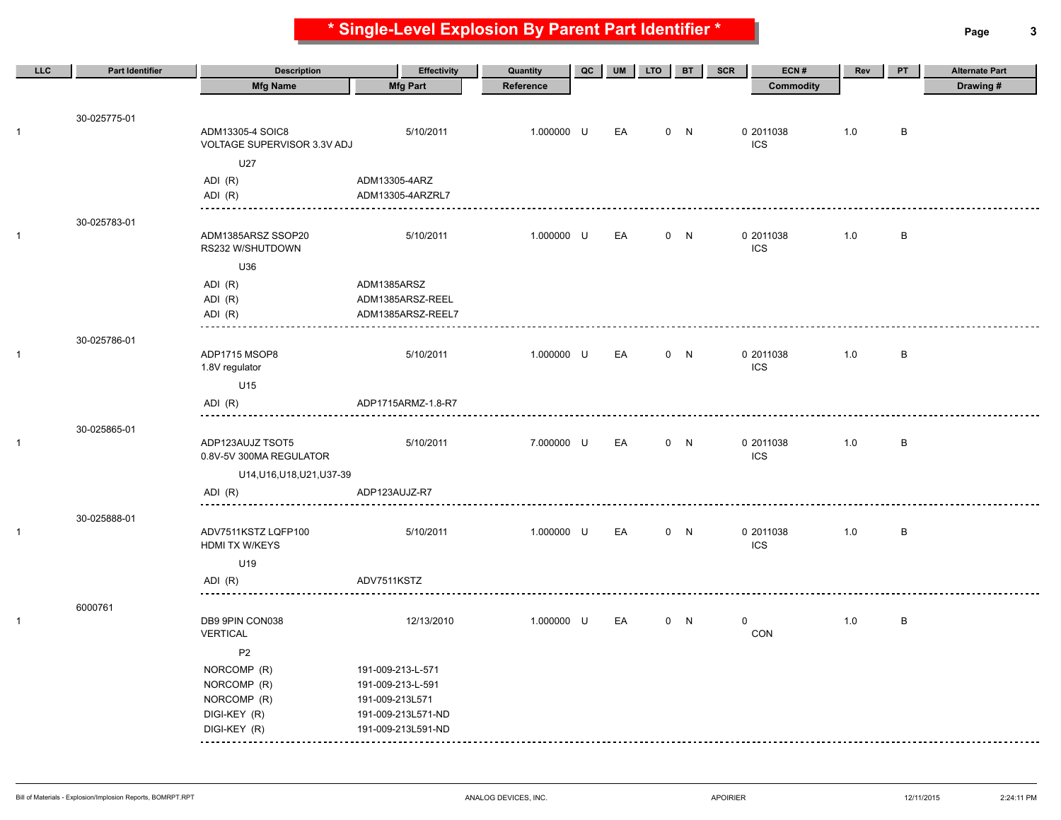# * Single-Level Explosion By Parent Part Identifier *

| LLC | Part Identifier | Description / Mfg Name | Effectivity / Mfg Part | Quantity / Reference | QC | UM | LTO | BT | SCR | ECN # / Commodity | Rev | PT | Alternate Part / Drawing # |
|---|---|---|---|---|---|---|---|---|---|---|---|---|---|
| | 30-025775-01 | | | | | | | | | | | | |
| 1 | | ADM13305-4 SOIC8<br>VOLTAGE SUPERVISOR 3.3V ADJ | 5/10/2011 | 1.000000 | U | EA | 0 | N | | 0 2011038<br>ICS | 1.0 | B | |
| | | U27 | | | | | | | | | | | |
| | | ADI (R) | ADM13305-4ARZ | | | | | | | | | | |
| | | ADI (R) | ADM13305-4ARZRL7 | | | | | | | | | | |
| | 30-025783-01 | | | | | | | | | | | | |
| 1 | | ADM1385ARSZ SSOP20<br>RS232 W/SHUTDOWN | 5/10/2011 | 1.000000 | U | EA | 0 | N | | 0 2011038<br>ICS | 1.0 | B | |
| | | U36 | | | | | | | | | | | |
| | | ADI (R) | ADM1385ARSZ | | | | | | | | | | |
| | | ADI (R) | ADM1385ARSZ-REEL | | | | | | | | | | |
| | | ADI (R) | ADM1385ARSZ-REEL7 | | | | | | | | | | |
| | 30-025786-01 | | | | | | | | | | | | |
| 1 | | ADP1715 MSOP8<br>1.8V regulator | 5/10/2011 | 1.000000 | U | EA | 0 | N | | 0 2011038<br>ICS | 1.0 | B | |
| | | U15 | | | | | | | | | | | |
| | | ADI (R) | ADP1715ARMZ-1.8-R7 | | | | | | | | | | |
| | 30-025865-01 | | | | | | | | | | | | |
| 1 | | ADP123AUJZ TSOT5<br>0.8V-5V 300MA REGULATOR | 5/10/2011 | 7.000000 | U | EA | 0 | N | | 0 2011038<br>ICS | 1.0 | B | |
| | | U14,U16,U18,U21,U37-39 | | | | | | | | | | | |
| | | ADI (R) | ADP123AUJZ-R7 | | | | | | | | | | |
| | 30-025888-01 | | | | | | | | | | | | |
| 1 | | ADV7511KSTZ LQFP100<br>HDMI TX W/KEYS | 5/10/2011 | 1.000000 | U | EA | 0 | N | | 0 2011038<br>ICS | 1.0 | B | |
| | | U19 | | | | | | | | | | | |
| | | ADI (R) | ADV7511KSTZ | | | | | | | | | | |
| | 6000761 | | | | | | | | | | | | |
| 1 | | DB9 9PIN CON038<br>VERTICAL | 12/13/2010 | 1.000000 | U | EA | 0 | N | | 0<br>CON | 1.0 | B | |
| | | P2 | | | | | | | | | | | |
| | | NORCOMP (R) | 191-009-213-L-571 | | | | | | | | | | |
| | | NORCOMP (R) | 191-009-213-L-591 | | | | | | | | | | |
| | | NORCOMP (R) | 191-009-213L571 | | | | | | | | | | |
| | | DIGI-KEY (R) | 191-009-213L571-ND | | | | | | | | | | |
| | | DIGI-KEY (R) | 191-009-213L591-ND | | | | | | | | | | |

Bill of Materials - Explosion/Implosion Reports, BOMRPT.RPT ANALOG DEVICES, INC. APOIRIER 12/11/2015 2:24:11 PM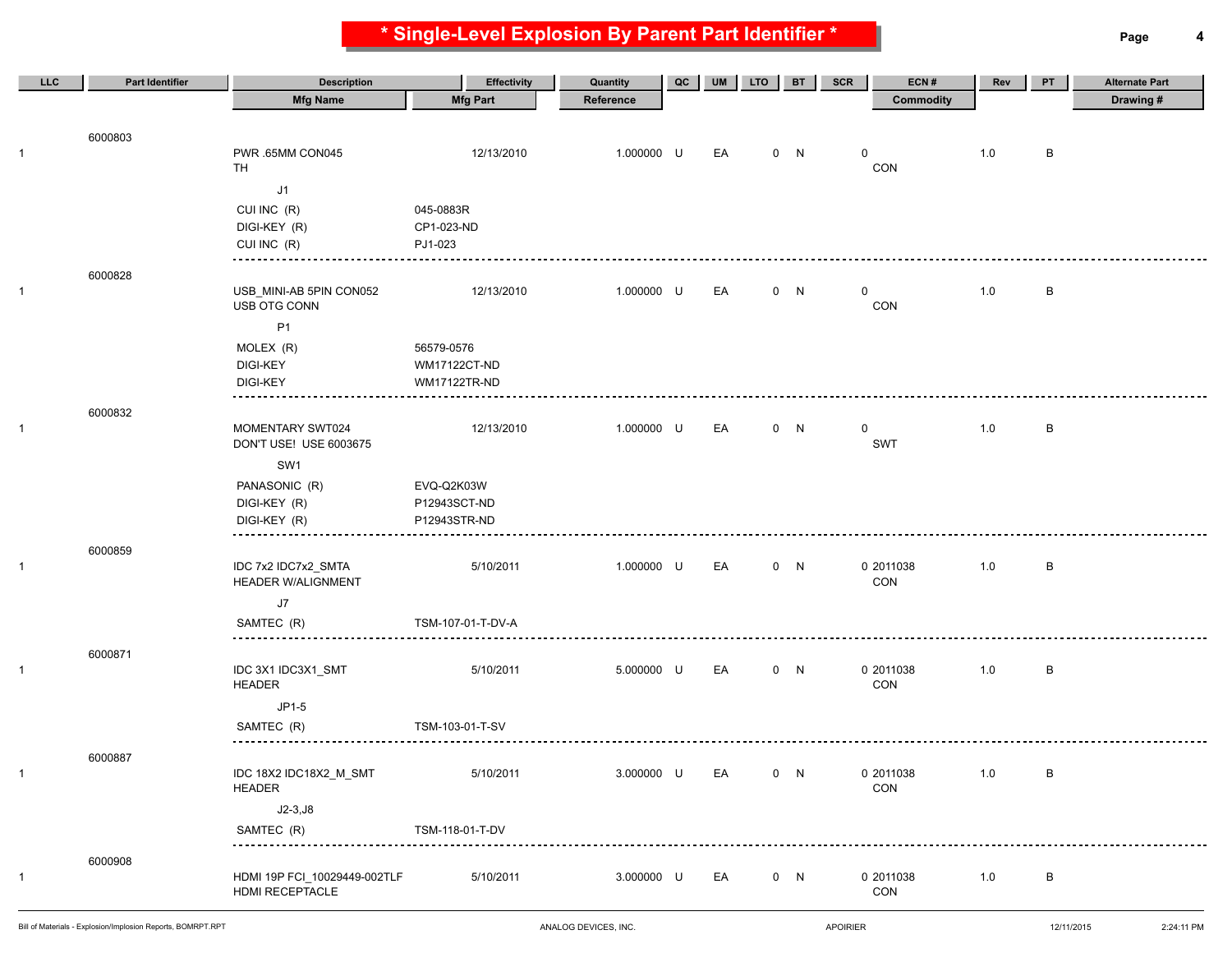# * Single-Level Explosion By Parent Part Identifier *

| LLC | Part Identifier | Description / Mfg Name | Effectivity / Mfg Part | Quantity / Reference | QC | UM | LTO | BT | SCR | ECN # / Commodity | Rev | PT | Alternate Part / Drawing # |
|---|---|---|---|---|---|---|---|---|---|---|---|---|---|
| | 6000803 | | | | | | | | | | | | |
| 1 | | PWR .65MM CON045 | 12/13/2010 | 1.000000 | U | EA | 0 | N | 0 | | 1.0 | B | |
| | | TH | | | | | | | | CON | | | |
| | | J1 | | | | | | | | | | | |
| | | CUI INC (R) | 045-0883R | | | | | | | | | | |
| | | DIGI-KEY (R) | CP1-023-ND | | | | | | | | | | |
| | | CUI INC (R) | PJ1-023 | | | | | | | | | | |
| | 6000828 | | | | | | | | | | | | |
| 1 | | USB_MINI-AB 5PIN CON052 | 12/13/2010 | 1.000000 | U | EA | 0 | N | 0 | | 1.0 | B | |
| | | USB OTG CONN | | | | | | | | CON | | | |
| | | P1 | | | | | | | | | | | |
| | | MOLEX (R) | 56579-0576 | | | | | | | | | | |
| | | DIGI-KEY | WM17122CT-ND | | | | | | | | | | |
| | | DIGI-KEY | WM17122TR-ND | | | | | | | | | | |
| | 6000832 | | | | | | | | | | | | |
| 1 | | MOMENTARY SWT024 | 12/13/2010 | 1.000000 | U | EA | 0 | N | 0 | | 1.0 | B | |
| | | DON'T USE! USE 6003675 | | | | | | | | SWT | | | |
| | | SW1 | | | | | | | | | | | |
| | | PANASONIC (R) | EVQ-Q2K03W | | | | | | | | | | |
| | | DIGI-KEY (R) | P12943SCT-ND | | | | | | | | | | |
| | | DIGI-KEY (R) | P12943STR-ND | | | | | | | | | | |
| | 6000859 | | | | | | | | | | | | |
| 1 | | IDC 7x2 IDC7x2_SMTA | 5/10/2011 | 1.000000 | U | EA | 0 | N | 0 | 2011038 | 1.0 | B | |
| | | HEADER W/ALIGNMENT | | | | | | | | CON | | | |
| | | J7 | | | | | | | | | | | |
| | | SAMTEC (R) | TSM-107-01-T-DV-A | | | | | | | | | | |
| | 6000871 | | | | | | | | | | | | |
| 1 | | IDC 3X1 IDC3X1_SMT | 5/10/2011 | 5.000000 | U | EA | 0 | N | 0 | 2011038 | 1.0 | B | |
| | | HEADER | | | | | | | | CON | | | |
| | | JP1-5 | | | | | | | | | | | |
| | | SAMTEC (R) | TSM-103-01-T-SV | | | | | | | | | | |
| | 6000887 | | | | | | | | | | | | |
| 1 | | IDC 18X2 IDC18X2_M_SMT | 5/10/2011 | 3.000000 | U | EA | 0 | N | 0 | 2011038 | 1.0 | B | |
| | | HEADER | | | | | | | | CON | | | |
| | | J2-3,J8 | | | | | | | | | | | |
| | | SAMTEC (R) | TSM-118-01-T-DV | | | | | | | | | | |
| | 6000908 | | | | | | | | | | | | |
| 1 | | HDMI 19P FCI_10029449-002TLF | 5/10/2011 | 3.000000 | U | EA | 0 | N | 0 | 2011038 | 1.0 | B | |
| | | HDMI RECEPTACLE | | | | | | | | CON | | | |

Bill of Materials - Explosion/Implosion Reports, BOMRPT.RPT | ANALOG DEVICES, INC. | APOIRIER | 12/11/2015 | 2:24:11 PM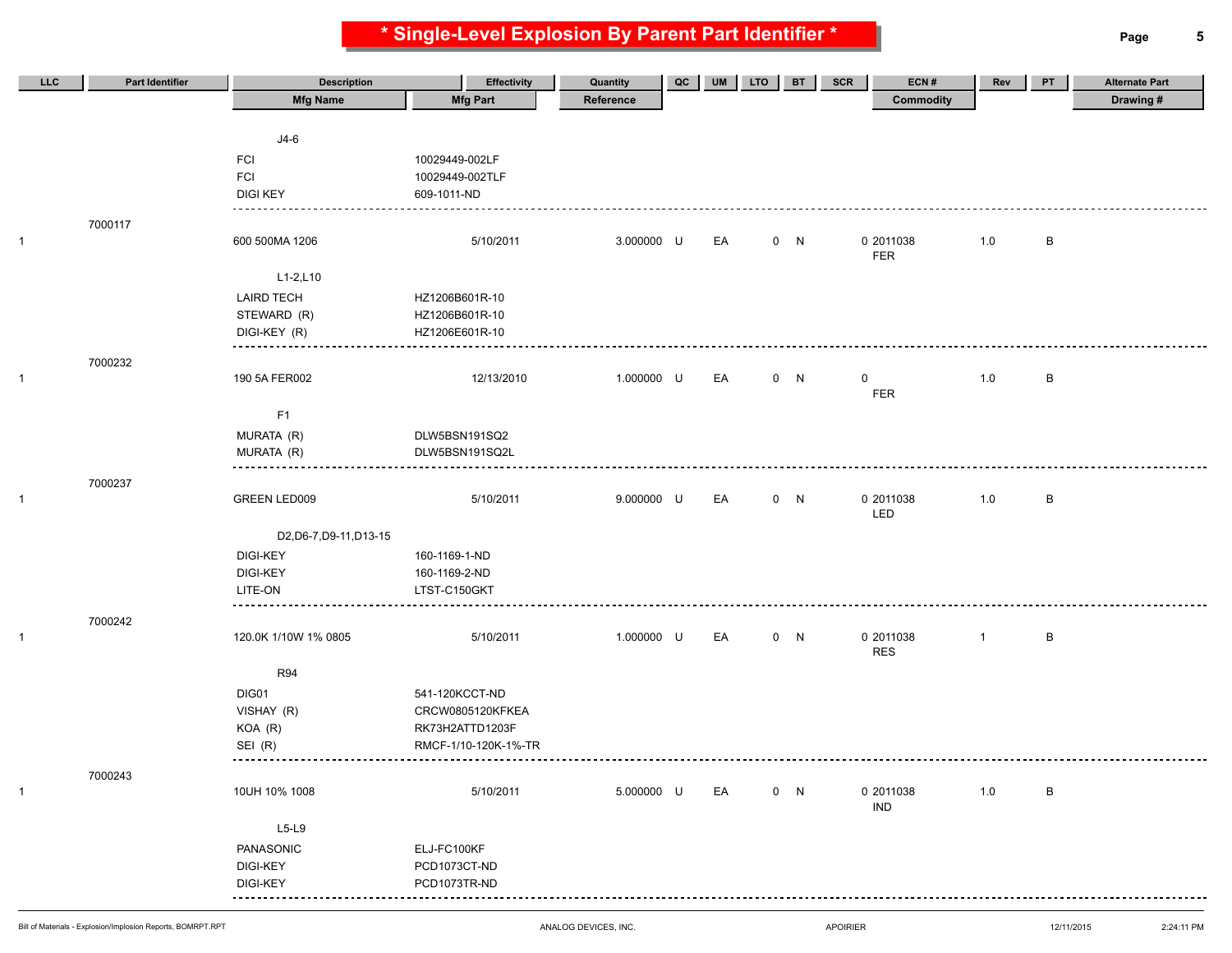# * Single-Level Explosion By Parent Part Identifier *

| LLC | Part Identifier | Description / Mfg Name | Effectivity / Mfg Part | Quantity / Reference | QC | UM | LTO | BT | SCR | ECN # / Commodity | Rev | PT | Alternate Part / Drawing # |
|---|---|---|---|---|---|---|---|---|---|---|---|---|---|
| | | J4-6 | | | | | | | | | | | |
| | | FCI | 10029449-002LF | | | | | | | | | | |
| | | FCI | 10029449-002TLF | | | | | | | | | | |
| | | DIGI KEY | 609-1011-ND | | | | | | | | | | |
| 1 | 7000117 | 600 500MA 1206 | 5/10/2011 | 3.000000 | U | EA | 0 | N | | 0 2011038 FER | 1.0 | B | |
| | | L1-2,L10 | | | | | | | | | | | |
| | | LAIRD TECH | HZ1206B601R-10 | | | | | | | | | | |
| | | STEWARD (R) | HZ1206B601R-10 | | | | | | | | | | |
| | | DIGI-KEY (R) | HZ1206E601R-10 | | | | | | | | | | |
| 1 | 7000232 | 190 5A FER002 | 12/13/2010 | 1.000000 | U | EA | 0 | N | | 0 FER | 1.0 | B | |
| | | F1 | | | | | | | | | | | |
| | | MURATA (R) | DLW5BSN191SQ2 | | | | | | | | | | |
| | | MURATA (R) | DLW5BSN191SQ2L | | | | | | | | | | |
| 1 | 7000237 | GREEN LED009 | 5/10/2011 | 9.000000 | U | EA | 0 | N | | 0 2011038 LED | 1.0 | B | |
| | | D2,D6-7,D9-11,D13-15 | | | | | | | | | | | |
| | | DIGI-KEY | 160-1169-1-ND | | | | | | | | | | |
| | | DIGI-KEY | 160-1169-2-ND | | | | | | | | | | |
| | | LITE-ON | LTST-C150GKT | | | | | | | | | | |
| 1 | 7000242 | 120.0K 1/10W 1% 0805 | 5/10/2011 | 1.000000 | U | EA | 0 | N | | 0 2011038 RES | 1 | B | |
| | | R94 | | | | | | | | | | | |
| | | DIG01 | 541-120KCCT-ND | | | | | | | | | | |
| | | VISHAY (R) | CRCW0805120KFKEA | | | | | | | | | | |
| | | KOA (R) | RK73H2ATTD1203F | | | | | | | | | | |
| | | SEI (R) | RMCF-1/10-120K-1%-TR | | | | | | | | | | |
| 1 | 7000243 | 10UH 10% 1008 | 5/10/2011 | 5.000000 | U | EA | 0 | N | | 0 2011038 IND | 1.0 | B | |
| | | L5-L9 | | | | | | | | | | | |
| | | PANASONIC | ELJ-FC100KF | | | | | | | | | | |
| | | DIGI-KEY | PCD1073CT-ND | | | | | | | | | | |
| | | DIGI-KEY | PCD1073TR-ND | | | | | | | | | | |

Bill of Materials - Explosion/Implosion Reports, BOMRPT.RPT — ANALOG DEVICES, INC. — APOIRIER — 12/11/2015 2:24:11 PM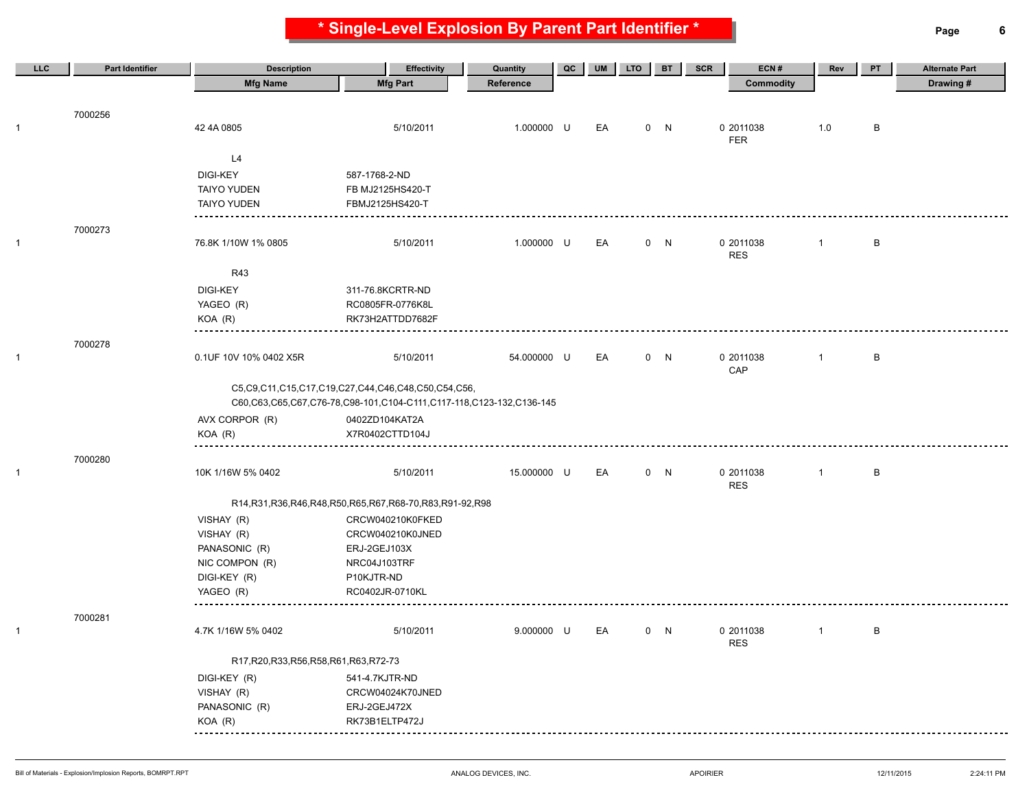# * Single-Level Explosion By Parent Part Identifier *

| LLC | Part Identifier | Description | Effectivity | Quantity | QC | UM | LTO | BT | SCR | ECN # | Rev | PT | Alternate Part |
|---|---|---|---|---|---|---|---|---|---|---|---|---|---|
| | | Mfg Name | Mfg Part | Reference | | | | | | Commodity | | | Drawing # |
| | 7000256 | | | | | | | | | | | | |
| 1 | | 42 4A 0805 | 5/10/2011 | 1.000000 | U | EA | 0 | N | | 0 2011038 FER | 1.0 | B | |
| | | L4 | | | | | | | | | | | |
| | | DIGI-KEY | 587-1768-2-ND | | | | | | | | | | |
| | | TAIYO YUDEN | FB MJ2125HS420-T | | | | | | | | | | |
| | | TAIYO YUDEN | FBMJ2125HS420-T | | | | | | | | | | |
| | 7000273 | | | | | | | | | | | | |
| 1 | | 76.8K 1/10W 1% 0805 | 5/10/2011 | 1.000000 | U | EA | 0 | N | | 0 2011038 RES | 1 | B | |
| | | R43 | | | | | | | | | | | |
| | | DIGI-KEY | 311-76.8KCRTR-ND | | | | | | | | | | |
| | | YAGEO (R) | RC0805FR-0776K8L | | | | | | | | | | |
| | | KOA (R) | RK73H2ATTDD7682F | | | | | | | | | | |
| | 7000278 | | | | | | | | | | | | |
| 1 | | 0.1UF 10V 10% 0402 X5R | 5/10/2011 | 54.000000 | U | EA | 0 | N | | 0 2011038 CAP | 1 | B | |
| | | C5,C9,C11,C15,C17,C19,C27,C44,C46,C48,C50,C54,C56, C60,C63,C65,C67,C76-78,C98-101,C104-C111,C117-118,C123-132,C136-145 | | | | | | | | | | | |
| | | AVX CORPOR (R) | 0402ZD104KAT2A | | | | | | | | | | |
| | | KOA (R) | X7R0402CTTD104J | | | | | | | | | | |
| | 7000280 | | | | | | | | | | | | |
| 1 | | 10K 1/16W 5% 0402 | 5/10/2011 | 15.000000 | U | EA | 0 | N | | 0 2011038 RES | 1 | B | |
| | | R14,R31,R36,R46,R48,R50,R65,R67,R68-70,R83,R91-92,R98 | | | | | | | | | | | |
| | | VISHAY (R) | CRCW040210K0FKED | | | | | | | | | | |
| | | VISHAY (R) | CRCW040210K0JNED | | | | | | | | | | |
| | | PANASONIC (R) | ERJ-2GEJ103X | | | | | | | | | | |
| | | NIC COMPON (R) | NRC04J103TRF | | | | | | | | | | |
| | | DIGI-KEY (R) | P10KJTR-ND | | | | | | | | | | |
| | | YAGEO (R) | RC0402JR-0710KL | | | | | | | | | | |
| | 7000281 | | | | | | | | | | | | |
| 1 | | 4.7K 1/16W 5% 0402 | 5/10/2011 | 9.000000 | U | EA | 0 | N | | 0 2011038 RES | 1 | B | |
| | | R17,R20,R33,R56,R58,R61,R63,R72-73 | | | | | | | | | | | |
| | | DIGI-KEY (R) | 541-4.7KJTR-ND | | | | | | | | | | |
| | | VISHAY (R) | CRCW04024K70JNED | | | | | | | | | | |
| | | PANASONIC (R) | ERJ-2GEJ472X | | | | | | | | | | |
| | | KOA (R) | RK73B1ELTP472J | | | | | | | | | | |

Bill of Materials - Explosion/Implosion Reports, BOMRPT.RPT — ANALOG DEVICES, INC. — APOIRIER — 12/11/2015 — 2:24:11 PM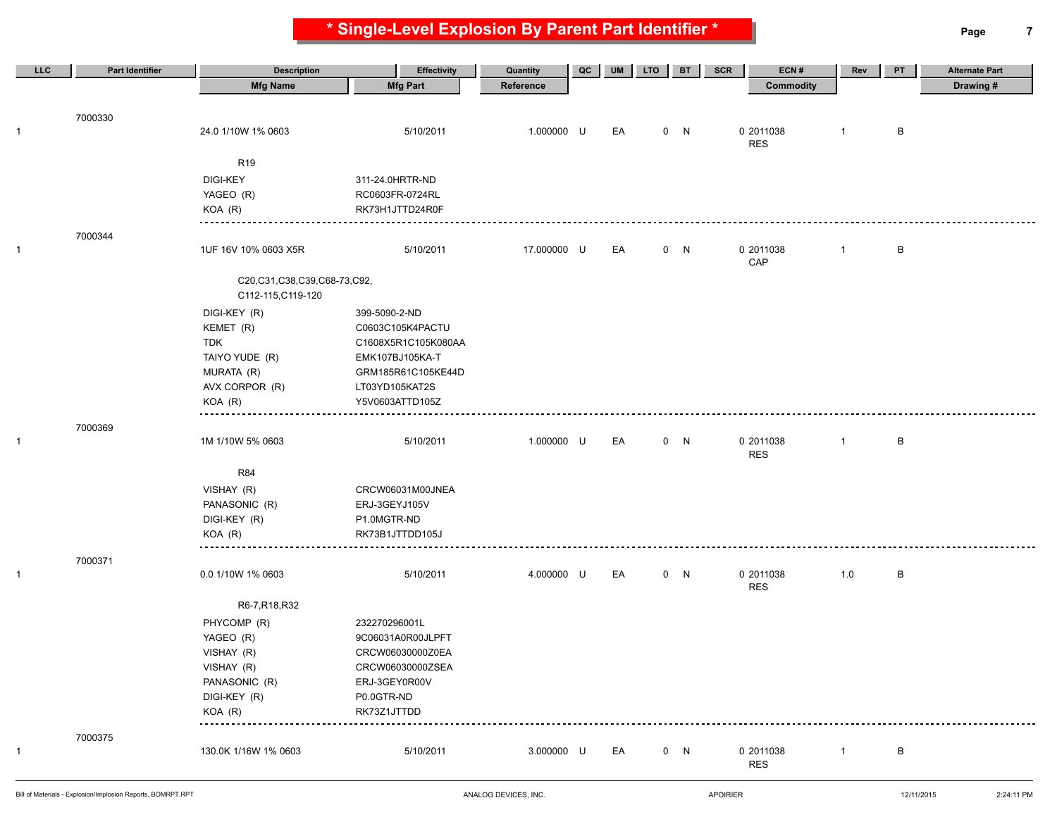# * Single-Level Explosion By Parent Part Identifier *

| LLC | Part Identifier | Description / Mfg Name | Effectivity / Mfg Part | Quantity / Reference | QC | UM | LTO | BT | SCR | ECN # / Commodity | Rev | PT | Alternate Part / Drawing # |
|---|---|---|---|---|---|---|---|---|---|---|---|---|---|
| | 7000330 | | | | | | | | | | | | |
| 1 | | 24.0 1/10W 1% 0603 | 5/10/2011 | 1.000000 | U | EA | 0 | N | | 0 2011038 RES | 1 | B | |
| | | R19 | | | | | | | | | | | |
| | | DIGI-KEY | 311-24.0HRTR-ND | | | | | | | | | | |
| | | YAGEO (R) | RC0603FR-0724RL | | | | | | | | | | |
| | | KOA (R) | RK73H1JTTD24R0F | | | | | | | | | | |
| | 7000344 | | | | | | | | | | | | |
| 1 | | 1UF 16V 10% 0603 X5R | 5/10/2011 | 17.000000 | U | EA | 0 | N | | 0 2011038 CAP | 1 | B | |
| | | C20,C31,C38,C39,C68-73,C92, C112-115,C119-120 | | | | | | | | | | | |
| | | DIGI-KEY (R) | 399-5090-2-ND | | | | | | | | | | |
| | | KEMET (R) | C0603C105K4PACTU | | | | | | | | | | |
| | | TDK | C1608X5R1C105K080AA | | | | | | | | | | |
| | | TAIYO YUDE (R) | EMK107BJ105KA-T | | | | | | | | | | |
| | | MURATA (R) | GRM185R61C105KE44D | | | | | | | | | | |
| | | AVX CORPOR (R) | LT03YD105KAT2S | | | | | | | | | | |
| | | KOA (R) | Y5V0603ATTD105Z | | | | | | | | | | |
| | 7000369 | | | | | | | | | | | | |
| 1 | | 1M 1/10W 5% 0603 | 5/10/2011 | 1.000000 | U | EA | 0 | N | | 0 2011038 RES | 1 | B | |
| | | R84 | | | | | | | | | | | |
| | | VISHAY (R) | CRCW06031M00JNEA | | | | | | | | | | |
| | | PANASONIC (R) | ERJ-3GEYJ105V | | | | | | | | | | |
| | | DIGI-KEY (R) | P1.0MGTR-ND | | | | | | | | | | |
| | | KOA (R) | RK73B1JTTDD105J | | | | | | | | | | |
| | 7000371 | | | | | | | | | | | | |
| 1 | | 0.0 1/10W 1% 0603 | 5/10/2011 | 4.000000 | U | EA | 0 | N | | 0 2011038 RES | 1.0 | B | |
| | | R6-7,R18,R32 | | | | | | | | | | | |
| | | PHYCOMP (R) | 232270296001L | | | | | | | | | | |
| | | YAGEO (R) | 9C06031A0R00JLPFT | | | | | | | | | | |
| | | VISHAY (R) | CRCW06030000Z0EA | | | | | | | | | | |
| | | VISHAY (R) | CRCW06030000ZSEA | | | | | | | | | | |
| | | PANASONIC (R) | ERJ-3GEY0R00V | | | | | | | | | | |
| | | DIGI-KEY (R) | P0.0GTR-ND | | | | | | | | | | |
| | | KOA (R) | RK73Z1JTTDD | | | | | | | | | | |
| | 7000375 | | | | | | | | | | | | |
| 1 | | 130.0K 1/16W 1% 0603 | 5/10/2011 | 3.000000 | U | EA | 0 | N | | 0 2011038 RES | 1 | B | |

Bill of Materials - Explosion/Implosion Reports, BOMRPT.RPT | ANALOG DEVICES, INC. | APOIRIER | 12/11/2015 | 2:24:11 PM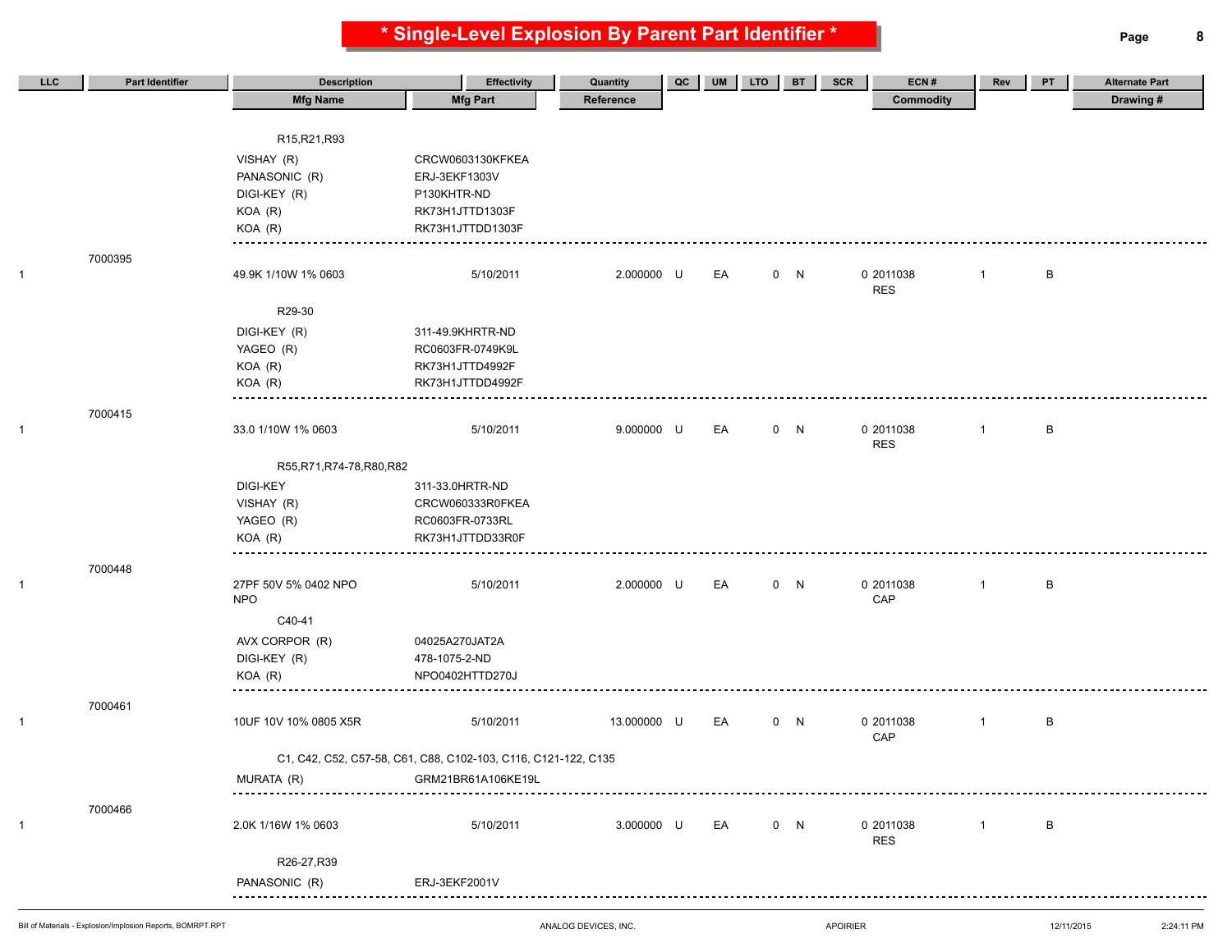# * Single-Level Explosion By Parent Part Identifier *

| LLC | Part Identifier | Description / Mfg Name | Effectivity / Mfg Part | Quantity / Reference | QC | UM | LTO | BT | SCR | ECN # / Commodity | Rev | PT | Alternate Part / Drawing # |
|---|---|---|---|---|---|---|---|---|---|---|---|---|---|
| | | R15,R21,R93 | | | | | | | | | | | |
| | | VISHAY (R) | CRCW0603130KFKEA | | | | | | | | | | |
| | | PANASONIC (R) | ERJ-3EKF1303V | | | | | | | | | | |
| | | DIGI-KEY (R) | P130KHTR-ND | | | | | | | | | | |
| | | KOA (R) | RK73H1JTTD1303F | | | | | | | | | | |
| | | KOA (R) | RK73H1JTTDD1303F | | | | | | | | | | |
| 1 | 7000395 | 49.9K 1/10W 1% 0603 | 5/10/2011 | 2.000000 | U | EA | 0 | N | 0 | 2011038 RES | 1 | B | |
| | | R29-30 | | | | | | | | | | | |
| | | DIGI-KEY (R) | 311-49.9KHRTR-ND | | | | | | | | | | |
| | | YAGEO (R) | RC0603FR-0749K9L | | | | | | | | | | |
| | | KOA (R) | RK73H1JTTD4992F | | | | | | | | | | |
| | | KOA (R) | RK73H1JTTDD4992F | | | | | | | | | | |
| 1 | 7000415 | 33.0 1/10W 1% 0603 | 5/10/2011 | 9.000000 | U | EA | 0 | N | 0 | 2011038 RES | 1 | B | |
| | | R55,R71,R74-78,R80,R82 | | | | | | | | | | | |
| | | DIGI-KEY | 311-33.0HRTR-ND | | | | | | | | | | |
| | | VISHAY (R) | CRCW060333R0FKEA | | | | | | | | | | |
| | | YAGEO (R) | RC0603FR-0733RL | | | | | | | | | | |
| | | KOA (R) | RK73H1JTTDD33R0F | | | | | | | | | | |
| 1 | 7000448 | 27PF 50V 5% 0402 NPO NPO | 5/10/2011 | 2.000000 | U | EA | 0 | N | 0 | 2011038 CAP | 1 | B | |
| | | C40-41 | | | | | | | | | | | |
| | | AVX CORPOR (R) | 04025A270JAT2A | | | | | | | | | | |
| | | DIGI-KEY (R) | 478-1075-2-ND | | | | | | | | | | |
| | | KOA (R) | NPO0402HTTD270J | | | | | | | | | | |
| 1 | 7000461 | 10UF 10V 10% 0805 X5R | 5/10/2011 | 13.000000 | U | EA | 0 | N | 0 | 2011038 CAP | 1 | B | |
| | | C1, C42, C52, C57-58, C61, C88, C102-103, C116, C121-122, C135 | | | | | | | | | | | |
| | | MURATA (R) | GRM21BR61A106KE19L | | | | | | | | | | |
| 1 | 7000466 | 2.0K 1/16W 1% 0603 | 5/10/2011 | 3.000000 | U | EA | 0 | N | 0 | 2011038 RES | 1 | B | |
| | | R26-27,R39 | | | | | | | | | | | |
| | | PANASONIC (R) | ERJ-3EKF2001V | | | | | | | | | | |

Bill of Materials - Explosion/Implosion Reports, BOMRPT.RPT — ANALOG DEVICES, INC. — APOIRIER — 12/11/2015 — 2:24:11 PM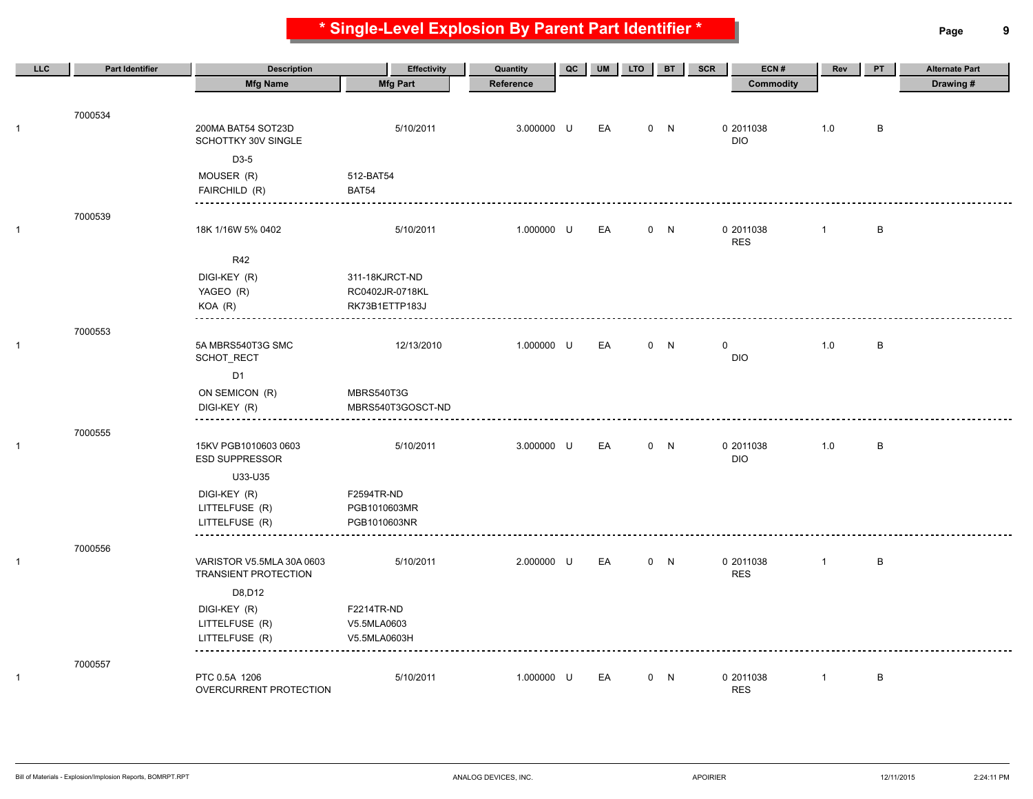# * Single-Level Explosion By Parent Part Identifier *

| LLC | Part Identifier | Description / Mfg Name | Effectivity / Mfg Part | Quantity / Reference | QC | UM | LTO | BT | SCR | ECN # / Commodity | Rev | PT | Alternate Part / Drawing # |
|---|---|---|---|---|---|---|---|---|---|---|---|---|---|
| | 7000534 | | | | | | | | | | | | |
| 1 | | 200MA BAT54 SOT23D SCHOTTKY 30V SINGLE | 5/10/2011 | 3.000000 | U | EA | 0 | N | | 0 2011038 DIO | 1.0 | B | |
| | | D3-5 | | | | | | | | | | | |
| | | MOUSER (R) | 512-BAT54 | | | | | | | | | | |
| | | FAIRCHILD (R) | BAT54 | | | | | | | | | | |
| | 7000539 | | | | | | | | | | | | |
| 1 | | 18K 1/16W 5% 0402 | 5/10/2011 | 1.000000 | U | EA | 0 | N | | 0 2011038 RES | 1 | B | |
| | | R42 | | | | | | | | | | | |
| | | DIGI-KEY (R) | 311-18KJRCT-ND | | | | | | | | | | |
| | | YAGEO (R) | RC0402JR-0718KL | | | | | | | | | | |
| | | KOA (R) | RK73B1ETTP183J | | | | | | | | | | |
| | 7000553 | | | | | | | | | | | | |
| 1 | | 5A MBRS540T3G SMC SCHOT_RECT | 12/13/2010 | 1.000000 | U | EA | 0 | N | | 0 DIO | 1.0 | B | |
| | | D1 | | | | | | | | | | | |
| | | ON SEMICON (R) | MBRS540T3G | | | | | | | | | | |
| | | DIGI-KEY (R) | MBRS540T3GOSCT-ND | | | | | | | | | | |
| | 7000555 | | | | | | | | | | | | |
| 1 | | 15KV PGB1010603 0603 ESD SUPPRESSOR | 5/10/2011 | 3.000000 | U | EA | 0 | N | | 0 2011038 DIO | 1.0 | B | |
| | | U33-U35 | | | | | | | | | | | |
| | | DIGI-KEY (R) | F2594TR-ND | | | | | | | | | | |
| | | LITTELFUSE (R) | PGB1010603MR | | | | | | | | | | |
| | | LITTELFUSE (R) | PGB1010603NR | | | | | | | | | | |
| | 7000556 | | | | | | | | | | | | |
| 1 | | VARISTOR V5.5MLA 30A 0603 TRANSIENT PROTECTION | 5/10/2011 | 2.000000 | U | EA | 0 | N | | 0 2011038 RES | 1 | B | |
| | | D8,D12 | | | | | | | | | | | |
| | | DIGI-KEY (R) | F2214TR-ND | | | | | | | | | | |
| | | LITTELFUSE (R) | V5.5MLA0603 | | | | | | | | | | |
| | | LITTELFUSE (R) | V5.5MLA0603H | | | | | | | | | | |
| | 7000557 | | | | | | | | | | | | |
| 1 | | PTC 0.5A 1206 OVERCURRENT PROTECTION | 5/10/2011 | 1.000000 | U | EA | 0 | N | | 0 2011038 RES | 1 | B | |

Bill of Materials - Explosion/Implosion Reports, BOMRPT.RPT | ANALOG DEVICES, INC. | APOIRIER | 12/11/2015 | 2:24:11 PM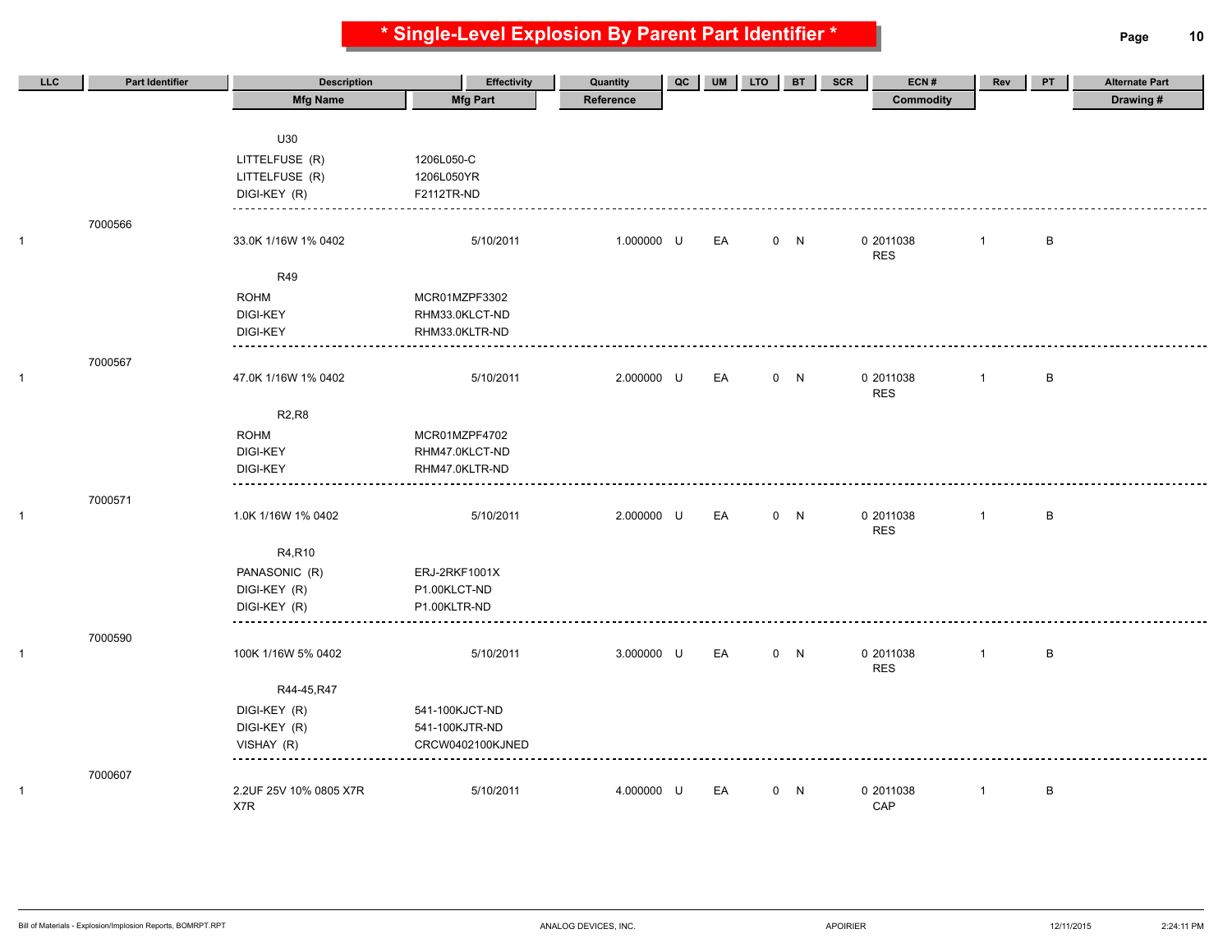# * Single-Level Explosion By Parent Part Identifier *

| LLC | Part Identifier | Description / Mfg Name | Effectivity / Mfg Part | Quantity / Reference | QC | UM | LTO | BT | SCR | ECN # / Commodity | Rev | PT | Alternate Part / Drawing # |
|---|---|---|---|---|---|---|---|---|---|---|---|---|---|
| | | U30 | | | | | | | | | | | |
| | | LITTELFUSE (R) | 1206L050-C | | | | | | | | | | |
| | | LITTELFUSE (R) | 1206L050YR | | | | | | | | | | |
| | | DIGI-KEY (R) | F2112TR-ND | | | | | | | | | | |
| 1 | 7000566 | 33.0K 1/16W 1% 0402 | 5/10/2011 | 1.000000 | U | EA | 0 | N | 0 | 2011038 RES | 1 | B | |
| | | R49 | | | | | | | | | | | |
| | | ROHM | MCR01MZPF3302 | | | | | | | | | | |
| | | DIGI-KEY | RHM33.0KLCT-ND | | | | | | | | | | |
| | | DIGI-KEY | RHM33.0KLTR-ND | | | | | | | | | | |
| 1 | 7000567 | 47.0K 1/16W 1% 0402 | 5/10/2011 | 2.000000 | U | EA | 0 | N | 0 | 2011038 RES | 1 | B | |
| | | R2,R8 | | | | | | | | | | | |
| | | ROHM | MCR01MZPF4702 | | | | | | | | | | |
| | | DIGI-KEY | RHM47.0KLCT-ND | | | | | | | | | | |
| | | DIGI-KEY | RHM47.0KLTR-ND | | | | | | | | | | |
| 1 | 7000571 | 1.0K 1/16W 1% 0402 | 5/10/2011 | 2.000000 | U | EA | 0 | N | 0 | 2011038 RES | 1 | B | |
| | | R4,R10 | | | | | | | | | | | |
| | | PANASONIC (R) | ERJ-2RKF1001X | | | | | | | | | | |
| | | DIGI-KEY (R) | P1.00KLCT-ND | | | | | | | | | | |
| | | DIGI-KEY (R) | P1.00KLTR-ND | | | | | | | | | | |
| 1 | 7000590 | 100K 1/16W 5% 0402 | 5/10/2011 | 3.000000 | U | EA | 0 | N | 0 | 2011038 RES | 1 | B | |
| | | R44-45,R47 | | | | | | | | | | | |
| | | DIGI-KEY (R) | 541-100KJCT-ND | | | | | | | | | | |
| | | DIGI-KEY (R) | 541-100KJTR-ND | | | | | | | | | | |
| | | VISHAY (R) | CRCW0402100KJNED | | | | | | | | | | |
| 1 | 7000607 | 2.2UF 25V 10% 0805 X7R X7R | 5/10/2011 | 4.000000 | U | EA | 0 | N | 0 | 2011038 CAP | 1 | B | |

Bill of Materials - Explosion/Implosion Reports, BOMRPT.RPT — ANALOG DEVICES, INC. — APOIRIER — 12/11/2015 — 2:24:11 PM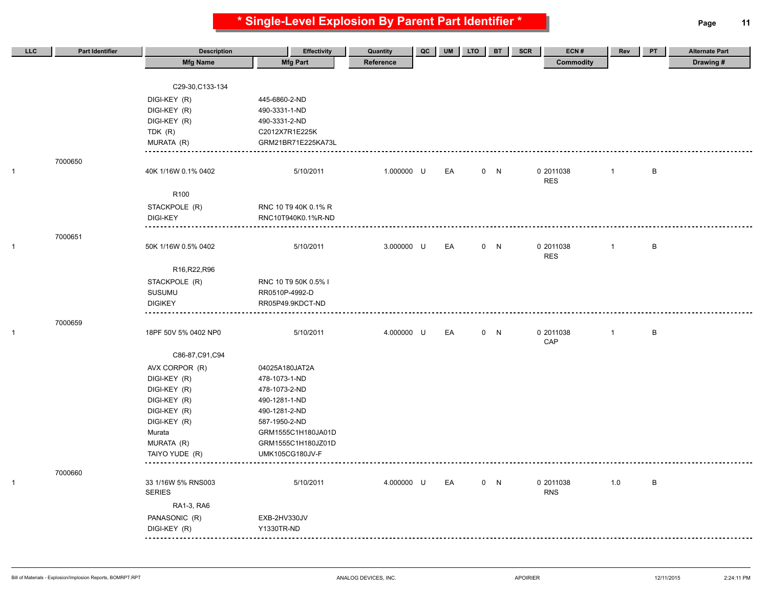# * Single-Level Explosion By Parent Part Identifier *

| LLC | Part Identifier | Description / Mfg Name | Effectivity / Mfg Part | Quantity / Reference | QC | UM | LTO | BT | SCR | ECN # / Commodity | Rev | PT | Alternate Part / Drawing # |
|---|---|---|---|---|---|---|---|---|---|---|---|---|---|
| | | C29-30,C133-134 | | | | | | | | | | | |
| | | DIGI-KEY (R) | 445-6860-2-ND | | | | | | | | | | |
| | | DIGI-KEY (R) | 490-3331-1-ND | | | | | | | | | | |
| | | DIGI-KEY (R) | 490-3331-2-ND | | | | | | | | | | |
| | | TDK (R) | C2012X7R1E225K | | | | | | | | | | |
| | | MURATA (R) | GRM21BR71E225KA73L | | | | | | | | | | |
| 1 | 7000650 | 40K 1/16W 0.1% 0402 | 5/10/2011 | 1.000000 | U | EA | 0 | N | 0 | 2011038 RES | 1 | B | |
| | | R100 | | | | | | | | | | | |
| | | STACKPOLE (R) | RNC 10 T9 40K 0.1% R | | | | | | | | | | |
| | | DIGI-KEY | RNC10T940K0.1%R-ND | | | | | | | | | | |
| 1 | 7000651 | 50K 1/16W 0.5% 0402 | 5/10/2011 | 3.000000 | U | EA | 0 | N | 0 | 2011038 RES | 1 | B | |
| | | R16,R22,R96 | | | | | | | | | | | |
| | | STACKPOLE (R) | RNC 10 T9 50K 0.5% I | | | | | | | | | | |
| | | SUSUMU | RR0510P-4992-D | | | | | | | | | | |
| | | DIGIKEY | RR05P49.9KDCT-ND | | | | | | | | | | |
| 1 | 7000659 | 18PF 50V 5% 0402 NP0 | 5/10/2011 | 4.000000 | U | EA | 0 | N | 0 | 2011038 CAP | 1 | B | |
| | | C86-87,C91,C94 | | | | | | | | | | | |
| | | AVX CORPOR (R) | 04025A180JAT2A | | | | | | | | | | |
| | | DIGI-KEY (R) | 478-1073-1-ND | | | | | | | | | | |
| | | DIGI-KEY (R) | 478-1073-2-ND | | | | | | | | | | |
| | | DIGI-KEY (R) | 490-1281-1-ND | | | | | | | | | | |
| | | DIGI-KEY (R) | 490-1281-2-ND | | | | | | | | | | |
| | | DIGI-KEY (R) | 587-1950-2-ND | | | | | | | | | | |
| | | Murata | GRM1555C1H180JA01D | | | | | | | | | | |
| | | MURATA (R) | GRM1555C1H180JZ01D | | | | | | | | | | |
| | | TAIYO YUDE (R) | UMK105CG180JV-F | | | | | | | | | | |
| 1 | 7000660 | 33 1/16W 5% RNS003 SERIES | 5/10/2011 | 4.000000 | U | EA | 0 | N | 0 | 2011038 RNS | 1.0 | B | |
| | | RA1-3, RA6 | | | | | | | | | | | |
| | | PANASONIC (R) | EXB-2HV330JV | | | | | | | | | | |
| | | DIGI-KEY (R) | Y1330TR-ND | | | | | | | | | | |

Bill of Materials - Explosion/Implosion Reports, BOMRPT.RPT | ANALOG DEVICES, INC. | APOIRIER | 12/11/2015 | 2:24:11 PM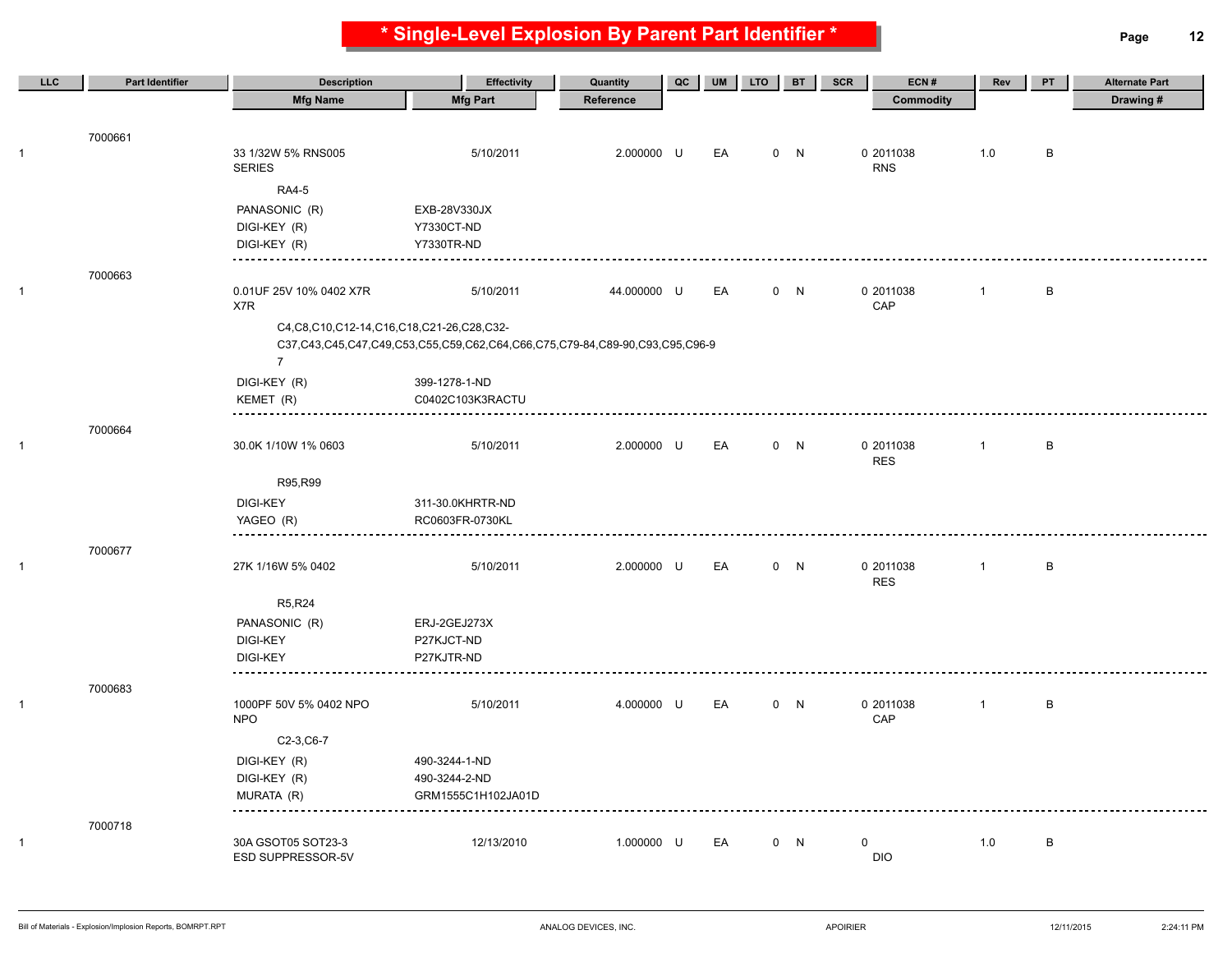# * Single-Level Explosion By Parent Part Identifier *

| LLC | Part Identifier | Description | Effectivity | Quantity | QC | UM | LTO | BT | SCR | ECN # | Rev | PT | Alternate Part |
|---|---|---|---|---|---|---|---|---|---|---|---|---|---|
| | | Mfg Name | Mfg Part | Reference | | | | | | Commodity | | | Drawing # |
| | 7000661 | | | | | | | | | | | | |
| 1 | | 33 1/32W 5% RNS005 SERIES | 5/10/2011 | 2.000000 | U | EA | 0 | N | | 0 2011038 RNS | 1.0 | B | |
| | | RA4-5 | | | | | | | | | | | |
| | | PANASONIC (R) | EXB-28V330JX | | | | | | | | | | |
| | | DIGI-KEY (R) | Y7330CT-ND | | | | | | | | | | |
| | | DIGI-KEY (R) | Y7330TR-ND | | | | | | | | | | |
| | 7000663 | | | | | | | | | | | | |
| 1 | | 0.01UF 25V 10% 0402 X7R X7R | 5/10/2011 | 44.000000 | U | EA | 0 | N | | 0 2011038 CAP | 1 | B | |
| | | C4,C8,C10,C12-14,C16,C18,C21-26,C28,C32-C37,C43,C45,C47,C49,C53,C55,C59,C62,C64,C66,C75,C79-84,C89-90,C93,C95,C96-97 | | | | | | | | | | | |
| | | DIGI-KEY (R) | 399-1278-1-ND | | | | | | | | | | |
| | | KEMET (R) | C0402C103K3RACTU | | | | | | | | | | |
| | 7000664 | | | | | | | | | | | | |
| 1 | | 30.0K 1/10W 1% 0603 | 5/10/2011 | 2.000000 | U | EA | 0 | N | | 0 2011038 RES | 1 | B | |
| | | R95,R99 | | | | | | | | | | | |
| | | DIGI-KEY | 311-30.0KHRTR-ND | | | | | | | | | | |
| | | YAGEO (R) | RC0603FR-0730KL | | | | | | | | | | |
| | 7000677 | | | | | | | | | | | | |
| 1 | | 27K 1/16W 5% 0402 | 5/10/2011 | 2.000000 | U | EA | 0 | N | | 0 2011038 RES | 1 | B | |
| | | R5,R24 | | | | | | | | | | | |
| | | PANASONIC (R) | ERJ-2GEJ273X | | | | | | | | | | |
| | | DIGI-KEY | P27KJCT-ND | | | | | | | | | | |
| | | DIGI-KEY | P27KJTR-ND | | | | | | | | | | |
| | 7000683 | | | | | | | | | | | | |
| 1 | | 1000PF 50V 5% 0402 NPO NPO | 5/10/2011 | 4.000000 | U | EA | 0 | N | | 0 2011038 CAP | 1 | B | |
| | | C2-3,C6-7 | | | | | | | | | | | |
| | | DIGI-KEY (R) | 490-3244-1-ND | | | | | | | | | | |
| | | DIGI-KEY (R) | 490-3244-2-ND | | | | | | | | | | |
| | | MURATA (R) | GRM1555C1H102JA01D | | | | | | | | | | |
| | 7000718 | | | | | | | | | | | | |
| 1 | | 30A GSOT05 SOT23-3 ESD SUPPRESSOR-5V | 12/13/2010 | 1.000000 | U | EA | 0 | N | | 0 DIO | 1.0 | B | |

Bill of Materials - Explosion/Implosion Reports, BOMRPT.RPT — ANALOG DEVICES, INC. — APOIRIER — 12/11/2015 2:24:11 PM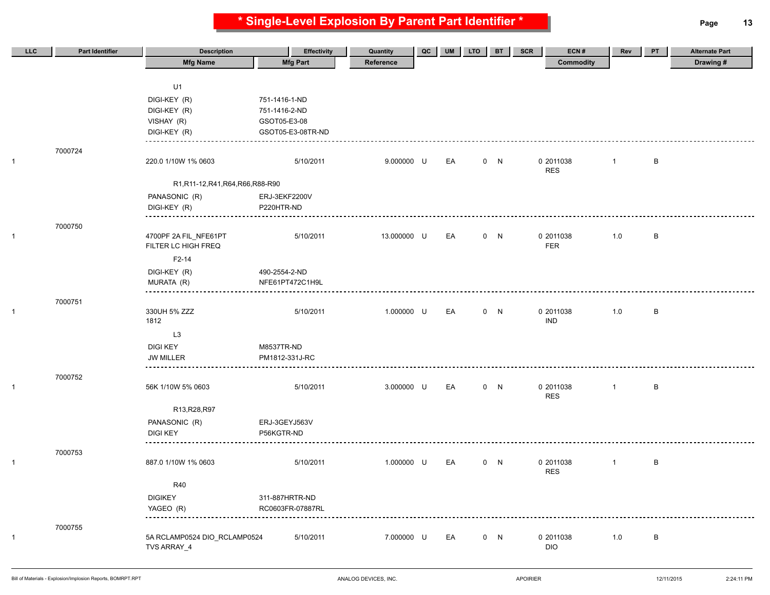# * Single-Level Explosion By Parent Part Identifier *

| LLC | Part Identifier | Description | Effectivity | Quantity | QC | UM | LTO | BT | SCR | ECN # | Rev | PT | Alternate Part |
|---|---|---|---|---|---|---|---|---|---|---|---|---|---|
| | | Mfg Name | Mfg Part | Reference | | | | | | Commodity | | | Drawing # |
| | | U1 | | | | | | | | | | | |
| | | DIGI-KEY (R) | 751-1416-1-ND | | | | | | | | | | |
| | | DIGI-KEY (R) | 751-1416-2-ND | | | | | | | | | | |
| | | VISHAY (R) | GSOT05-E3-08 | | | | | | | | | | |
| | | DIGI-KEY (R) | GSOT05-E3-08TR-ND | | | | | | | | | | |
| | 7000724 | | | | | | | | | | | | |
| 1 | | 220.0 1/10W 1% 0603 | 5/10/2011 | 9.000000 | U | EA | 0 | N | | 0 2011038 RES | 1 | B | |
| | | R1,R11-12,R41,R64,R66,R88-R90 | | | | | | | | | | | |
| | | PANASONIC (R) | ERJ-3EKF2200V | | | | | | | | | | |
| | | DIGI-KEY (R) | P220HTR-ND | | | | | | | | | | |
| | 7000750 | | | | | | | | | | | | |
| 1 | | 4700PF 2A FIL_NFE61PT FILTER LC HIGH FREQ | 5/10/2011 | 13.000000 | U | EA | 0 | N | | 0 2011038 FER | 1.0 | B | |
| | | F2-14 | | | | | | | | | | | |
| | | DIGI-KEY (R) | 490-2554-2-ND | | | | | | | | | | |
| | | MURATA (R) | NFE61PT472C1H9L | | | | | | | | | | |
| | 7000751 | | | | | | | | | | | | |
| 1 | | 330UH 5% ZZZ 1812 | 5/10/2011 | 1.000000 | U | EA | 0 | N | | 0 2011038 IND | 1.0 | B | |
| | | L3 | | | | | | | | | | | |
| | | DIGI KEY | M8537TR-ND | | | | | | | | | | |
| | | JW MILLER | PM1812-331J-RC | | | | | | | | | | |
| | 7000752 | | | | | | | | | | | | |
| 1 | | 56K 1/10W 5% 0603 | 5/10/2011 | 3.000000 | U | EA | 0 | N | | 0 2011038 RES | 1 | B | |
| | | R13,R28,R97 | | | | | | | | | | | |
| | | PANASONIC (R) | ERJ-3GEYJ563V | | | | | | | | | | |
| | | DIGI KEY | P56KGTR-ND | | | | | | | | | | |
| | 7000753 | | | | | | | | | | | | |
| 1 | | 887.0 1/10W 1% 0603 | 5/10/2011 | 1.000000 | U | EA | 0 | N | | 0 2011038 RES | 1 | B | |
| | | R40 | | | | | | | | | | | |
| | | DIGIKEY | 311-887HRTR-ND | | | | | | | | | | |
| | | YAGEO (R) | RC0603FR-07887RL | | | | | | | | | | |
| | 7000755 | | | | | | | | | | | | |
| 1 | | 5A RCLAMP0524 DIO_RCLAMP0524 TVS ARRAY_4 | 5/10/2011 | 7.000000 | U | EA | 0 | N | | 0 2011038 DIO | 1.0 | B | |

Bill of Materials - Explosion/Implosion Reports, BOMRPT.RPT ANALOG DEVICES, INC. APOIRIER 12/11/2015 2:24:11 PM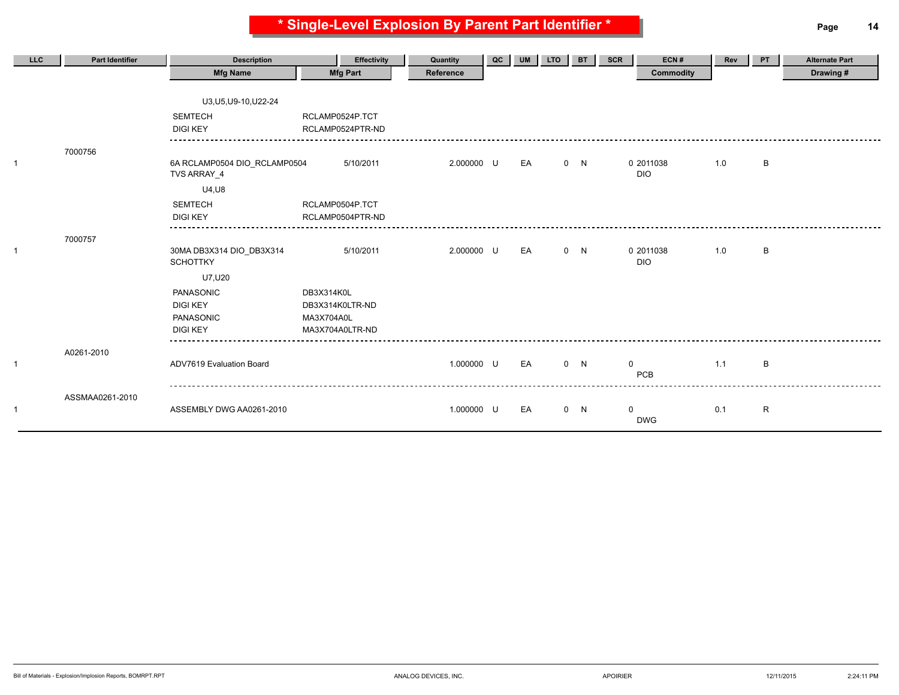# * Single-Level Explosion By Parent Part Identifier *

| LLC | Part Identifier | Description / Mfg Name | Effectivity / Mfg Part | Quantity / Reference | QC | UM | LTO | BT | SCR | ECN # / Commodity | Rev | PT | Alternate Part / Drawing # |
|---|---|---|---|---|---|---|---|---|---|---|---|---|---|
| | | U3,U5,U9-10,U22-24 | | | | | | | | | | | |
| | | SEMTECH | RCLAMP0524P.TCT | | | | | | | | | | |
| | | DIGI KEY | RCLAMP0524PTR-ND | | | | | | | | | | |
| | 7000756 | | | | | | | | | | | | |
| 1 | | 6A RCLAMP0504 DIO_RCLAMP0504 TVS ARRAY_4 | 5/10/2011 | 2.000000 | U | EA | 0 | N | | 0 2011038 DIO | 1.0 | B | |
| | | U4,U8 | | | | | | | | | | | |
| | | SEMTECH | RCLAMP0504P.TCT | | | | | | | | | | |
| | | DIGI KEY | RCLAMP0504PTR-ND | | | | | | | | | | |
| | 7000757 | | | | | | | | | | | | |
| 1 | | 30MA DB3X314 DIO_DB3X314 SCHOTTKY | 5/10/2011 | 2.000000 | U | EA | 0 | N | | 0 2011038 DIO | 1.0 | B | |
| | | U7,U20 | | | | | | | | | | | |
| | | PANASONIC | DB3X314K0L | | | | | | | | | | |
| | | DIGI KEY | DB3X314K0LTR-ND | | | | | | | | | | |
| | | PANASONIC | MA3X704A0L | | | | | | | | | | |
| | | DIGI KEY | MA3X704A0LTR-ND | | | | | | | | | | |
| | A0261-2010 | | | | | | | | | | | | |
| 1 | | ADV7619 Evaluation Board | | 1.000000 | U | EA | 0 | N | | 0 PCB | 1.1 | B | |
| | ASSMAA0261-2010 | | | | | | | | | | | | |
| 1 | | ASSEMBLY DWG AA0261-2010 | | 1.000000 | U | EA | 0 | N | | 0 DWG | 0.1 | R | |

Bill of Materials - Explosion/Implosion Reports, BOMRPT.RPT | ANALOG DEVICES, INC. | APOIRIER | 12/11/2015 | 2:24:11 PM